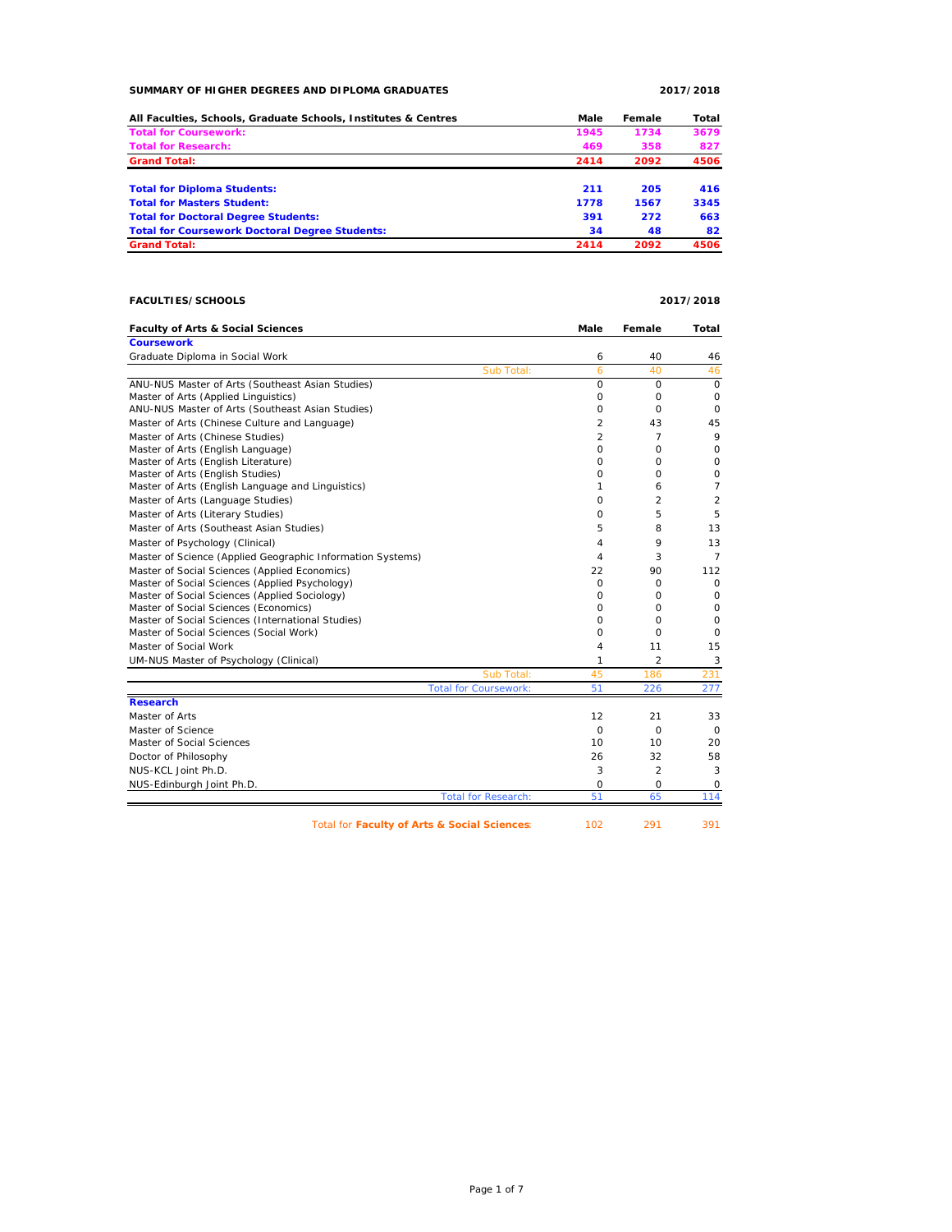## SUMMARY OF HIGHER DEGREES AND DIPLOMA GRADUATES — 2017/2018

| All Faculties, Schools, Graduate Schools, Institutes & Centres | Male | Female | Total |
|---|---|---|---|
| **Total for Coursework:** | **1945** | **1734** | **3679** |
| **Total for Research:** | **469** | **358** | **827** |
| **Grand Total:** | **2414** | **2092** | **4506** |
| | | | |
| **Total for Diploma Students:** | **211** | **205** | **416** |
| **Total for Masters Student:** | **1778** | **1567** | **3345** |
| **Total for Doctoral Degree Students:** | **391** | **272** | **663** |
| **Total for Coursework Doctoral Degree Students:** | **34** | **48** | **82** |
| **Grand Total:** | **2414** | **2092** | **4506** |

## FACULTIES/SCHOOLS — 2017/2018

| Faculty of Arts & Social Sciences | Male | Female | Total |
|---|---|---|---|
| **Coursework** | | | |
| Graduate Diploma in Social Work | 6 | 40 | 46 |
| Sub Total: | 6 | 40 | 46 |
| ANU-NUS Master of Arts (Southeast Asian Studies) | 0 | 0 | 0 |
| Master of Arts (Applied Linguistics) | 0 | 0 | 0 |
| ANU-NUS Master of Arts (Southeast Asian Studies) | 0 | 0 | 0 |
| Master of Arts (Chinese Culture and Language) | 2 | 43 | 45 |
| Master of Arts (Chinese Studies) | 2 | 7 | 9 |
| Master of Arts (English Language) | 0 | 0 | 0 |
| Master of Arts (English Literature) | 0 | 0 | 0 |
| Master of Arts (English Studies) | 0 | 0 | 0 |
| Master of Arts (English Language and Linguistics) | 1 | 6 | 7 |
| Master of Arts (Language Studies) | 0 | 2 | 2 |
| Master of Arts (Literary Studies) | 0 | 5 | 5 |
| Master of Arts (Southeast Asian Studies) | 5 | 8 | 13 |
| Master of Psychology (Clinical) | 4 | 9 | 13 |
| Master of Science (Applied Geographic Information Systems) | 4 | 3 | 7 |
| Master of Social Sciences (Applied Economics) | 22 | 90 | 112 |
| Master of Social Sciences (Applied Psychology) | 0 | 0 | 0 |
| Master of Social Sciences (Applied Sociology) | 0 | 0 | 0 |
| Master of Social Sciences (Economics) | 0 | 0 | 0 |
| Master of Social Sciences (International Studies) | 0 | 0 | 0 |
| Master of Social Sciences (Social Work) | 0 | 0 | 0 |
| Master of Social Work | 4 | 11 | 15 |
| UM-NUS Master of Psychology (Clinical) | 1 | 2 | 3 |
| Sub Total: | 45 | 186 | 231 |
| Total for Coursework: | 51 | 226 | 277 |
| **Research** | | | |
| Master of Arts | 12 | 21 | 33 |
| Master of Science | 0 | 0 | 0 |
| Master of Social Sciences | 10 | 10 | 20 |
| Doctor of Philosophy | 26 | 32 | 58 |
| NUS-KCL Joint Ph.D. | 3 | 2 | 3 |
| NUS-Edinburgh Joint Ph.D. | 0 | 0 | 0 |
| Total for Research: | 51 | 65 | 114 |
| | | | |
| Total for **Faculty of Arts & Social Sciences** | 102 | 291 | 391 |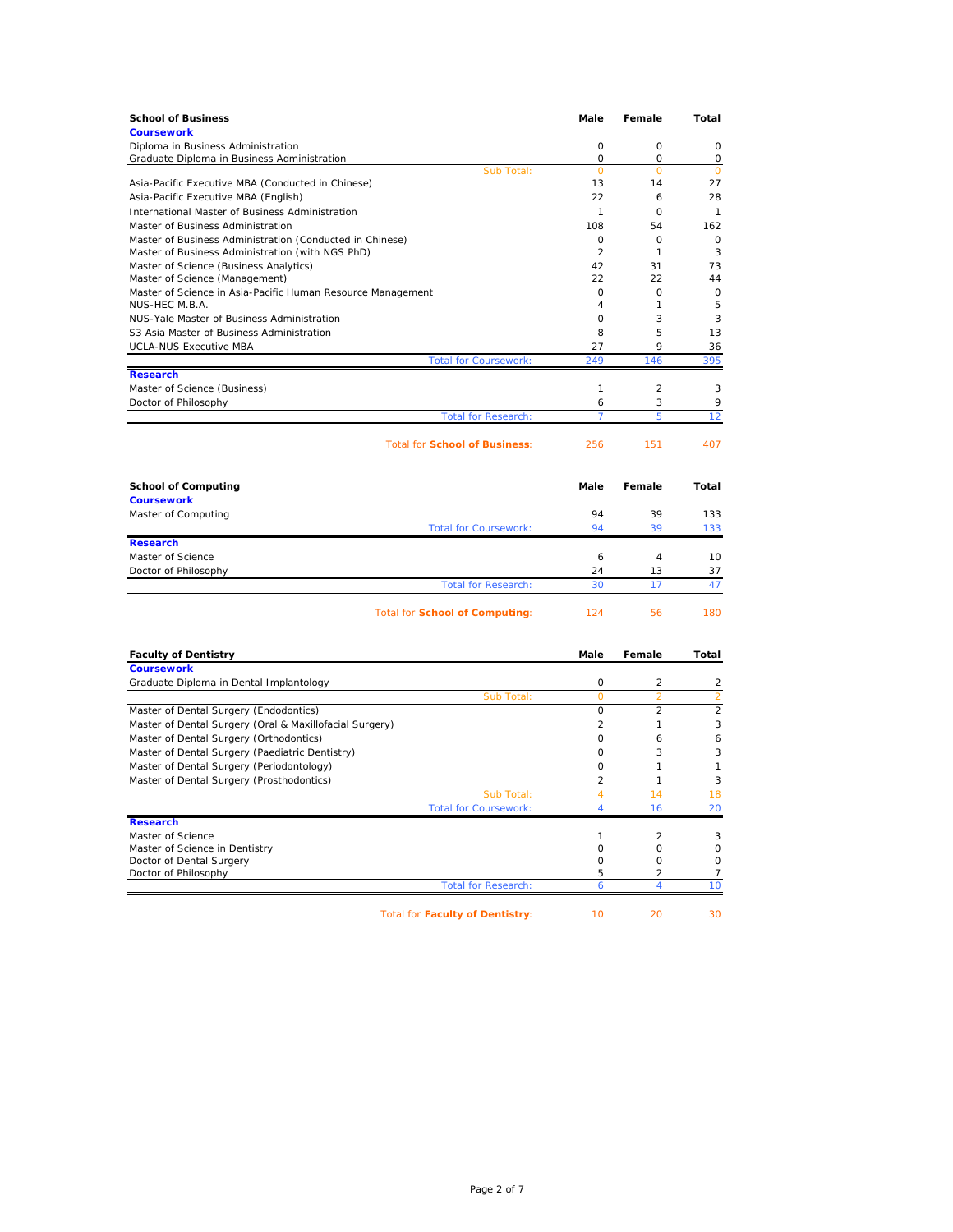| School of Business | Male | Female | Total |
|---|---|---|---|
| **Coursework** | | | |
| Diploma in Business Administration | 0 | 0 | 0 |
| Graduate Diploma in Business Administration | 0 | 0 | 0 |
| Sub Total: | 0 | 0 | 0 |
| Asia-Pacific Executive MBA (Conducted in Chinese) | 13 | 14 | 27 |
| Asia-Pacific Executive MBA (English) | 22 | 6 | 28 |
| International Master of Business Administration | 1 | 0 | 1 |
| Master of Business Administration | 108 | 54 | 162 |
| Master of Business Administration (Conducted in Chinese) | 0 | 0 | 0 |
| Master of Business Administration (with NGS PhD) | 2 | 1 | 3 |
| Master of Science (Business Analytics) | 42 | 31 | 73 |
| Master of Science (Management) | 22 | 22 | 44 |
| Master of Science in Asia-Pacific Human Resource Management | 0 | 0 | 0 |
| NUS-HEC M.B.A. | 4 | 1 | 5 |
| NUS-Yale Master of Business Administration | 0 | 3 | 3 |
| S3 Asia Master of Business Administration | 8 | 5 | 13 |
| UCLA-NUS Executive MBA | 27 | 9 | 36 |
| Total for Coursework: | 249 | 146 | 395 |
| **Research** | | | |
| Master of Science (Business) | 1 | 2 | 3 |
| Doctor of Philosophy | 6 | 3 | 9 |
| Total for Research: | 7 | 5 | 12 |
| Total for **School of Business**: | 256 | 151 | 407 |

| School of Computing | Male | Female | Total |
|---|---|---|---|
| **Coursework** | | | |
| Master of Computing | 94 | 39 | 133 |
| Total for Coursework: | 94 | 39 | 133 |
| **Research** | | | |
| Master of Science | 6 | 4 | 10 |
| Doctor of Philosophy | 24 | 13 | 37 |
| Total for Research: | 30 | 17 | 47 |
| Total for **School of Computing**: | 124 | 56 | 180 |

| Faculty of Dentistry | Male | Female | Total |
|---|---|---|---|
| **Coursework** | | | |
| Graduate Diploma in Dental Implantology | 0 | 2 | 2 |
| Sub Total: | 0 | 2 | 2 |
| Master of Dental Surgery (Endodontics) | 0 | 2 | 2 |
| Master of Dental Surgery (Oral & Maxillofacial Surgery) | 2 | 1 | 3 |
| Master of Dental Surgery (Orthodontics) | 0 | 6 | 6 |
| Master of Dental Surgery (Paediatric Dentistry) | 0 | 3 | 3 |
| Master of Dental Surgery (Periodontology) | 0 | 1 | 1 |
| Master of Dental Surgery (Prosthodontics) | 2 | 1 | 3 |
| Sub Total: | 4 | 14 | 18 |
| Total for Coursework: | 4 | 16 | 20 |
| **Research** | | | |
| Master of Science | 1 | 2 | 3 |
| Master of Science in Dentistry | 0 | 0 | 0 |
| Doctor of Dental Surgery | 0 | 0 | 0 |
| Doctor of Philosophy | 5 | 2 | 7 |
| Total for Research: | 6 | 4 | 10 |
| Total for **Faculty of Dentistry**: | 10 | 20 | 30 |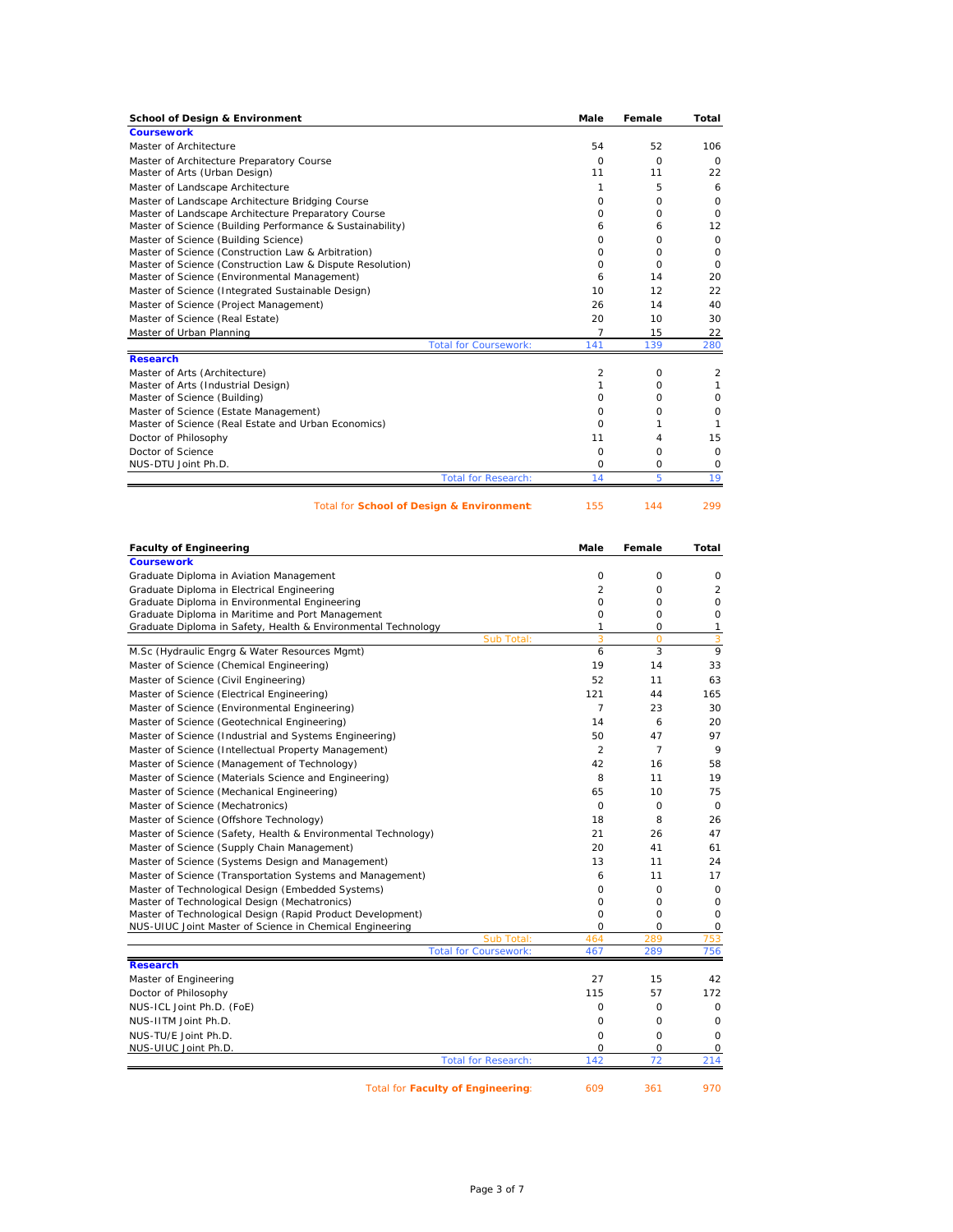| School of Design & Environment | Male | Female | Total |
|---|---|---|---|
| **Coursework** | | | |
| Master of Architecture | 54 | 52 | 106 |
| Master of Architecture Preparatory Course | 0 | 0 | 0 |
| Master of Arts (Urban Design) | 11 | 11 | 22 |
| Master of Landscape Architecture | 1 | 5 | 6 |
| Master of Landscape Architecture Bridging Course | 0 | 0 | 0 |
| Master of Landscape Architecture Preparatory Course | 0 | 0 | 0 |
| Master of Science (Building Performance & Sustainability) | 6 | 6 | 12 |
| Master of Science (Building Science) | 0 | 0 | 0 |
| Master of Science (Construction Law & Arbitration) | 0 | 0 | 0 |
| Master of Science (Construction Law & Dispute Resolution) | 0 | 0 | 0 |
| Master of Science (Environmental Management) | 6 | 14 | 20 |
| Master of Science (Integrated Sustainable Design) | 10 | 12 | 22 |
| Master of Science (Project Management) | 26 | 14 | 40 |
| Master of Science (Real Estate) | 20 | 10 | 30 |
| Master of Urban Planning | 7 | 15 | 22 |
| Total for Coursework: | 141 | 139 | 280 |
| **Research** | | | |
| Master of Arts (Architecture) | 2 | 0 | 2 |
| Master of Arts (Industrial Design) | 1 | 0 | 1 |
| Master of Science (Building) | 0 | 0 | 0 |
| Master of Science (Estate Management) | 0 | 0 | 0 |
| Master of Science (Real Estate and Urban Economics) | 0 | 1 | 1 |
| Doctor of Philosophy | 11 | 4 | 15 |
| Doctor of Science | 0 | 0 | 0 |
| NUS-DTU Joint Ph.D. | 0 | 0 | 0 |
| Total for Research: | 14 | 5 | 19 |
| Total for **School of Design & Environment** | 155 | 144 | 299 |

| Faculty of Engineering | Male | Female | Total |
|---|---|---|---|
| **Coursework** | | | |
| Graduate Diploma in Aviation Management | 0 | 0 | 0 |
| Graduate Diploma in Electrical Engineering | 2 | 0 | 2 |
| Graduate Diploma in Environmental Engineering | 0 | 0 | 0 |
| Graduate Diploma in Maritime and Port Management | 0 | 0 | 0 |
| Graduate Diploma in Safety, Health & Environmental Technology | 1 | 0 | 1 |
| Sub Total: | 3 | 0 | 3 |
| M.Sc (Hydraulic Engrg & Water Resources Mgmt) | 6 | 3 | 9 |
| Master of Science (Chemical Engineering) | 19 | 14 | 33 |
| Master of Science (Civil Engineering) | 52 | 11 | 63 |
| Master of Science (Electrical Engineering) | 121 | 44 | 165 |
| Master of Science (Environmental Engineering) | 7 | 23 | 30 |
| Master of Science (Geotechnical Engineering) | 14 | 6 | 20 |
| Master of Science (Industrial and Systems Engineering) | 50 | 47 | 97 |
| Master of Science (Intellectual Property Management) | 2 | 7 | 9 |
| Master of Science (Management of Technology) | 42 | 16 | 58 |
| Master of Science (Materials Science and Engineering) | 8 | 11 | 19 |
| Master of Science (Mechanical Engineering) | 65 | 10 | 75 |
| Master of Science (Mechatronics) | 0 | 0 | 0 |
| Master of Science (Offshore Technology) | 18 | 8 | 26 |
| Master of Science (Safety, Health & Environmental Technology) | 21 | 26 | 47 |
| Master of Science (Supply Chain Management) | 20 | 41 | 61 |
| Master of Science (Systems Design and Management) | 13 | 11 | 24 |
| Master of Science (Transportation Systems and Management) | 6 | 11 | 17 |
| Master of Technological Design (Embedded Systems) | 0 | 0 | 0 |
| Master of Technological Design (Mechatronics) | 0 | 0 | 0 |
| Master of Technological Design (Rapid Product Development) | 0 | 0 | 0 |
| NUS-UIUC Joint Master of Science in Chemical Engineering | 0 | 0 | 0 |
| Sub Total: | 464 | 289 | 753 |
| Total for Coursework: | 467 | 289 | 756 |
| **Research** | | | |
| Master of Engineering | 27 | 15 | 42 |
| Doctor of Philosophy | 115 | 57 | 172 |
| NUS-ICL Joint Ph.D. (FoE) | 0 | 0 | 0 |
| NUS-IITM Joint Ph.D. | 0 | 0 | 0 |
| NUS-TU/E Joint Ph.D. | 0 | 0 | 0 |
| NUS-UIUC Joint Ph.D. | 0 | 0 | 0 |
| Total for Research: | 142 | 72 | 214 |
| Total for **Faculty of Engineering**: | 609 | 361 | 970 |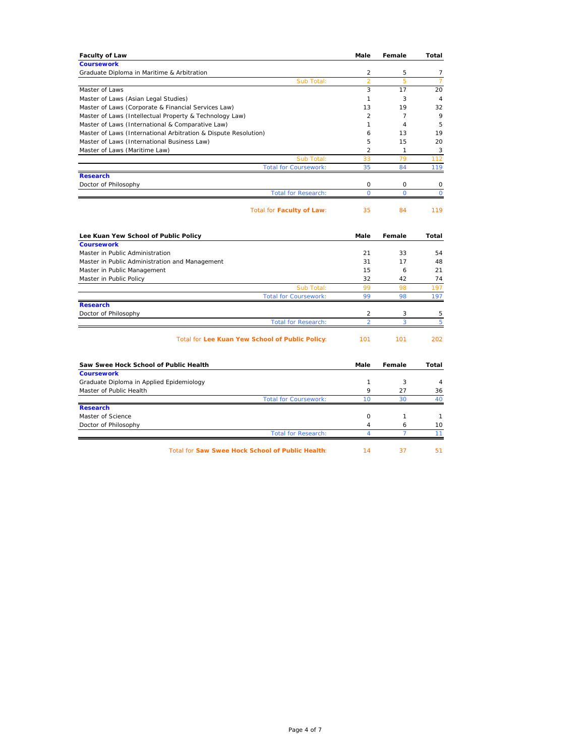| Faculty of Law | Male | Female | Total |
|---|---|---|---|
| **Coursework** | | | |
| Graduate Diploma in Maritime & Arbitration | 2 | 5 | 7 |
| Sub Total: | 2 | 5 | 7 |
| Master of Laws | 3 | 17 | 20 |
| Master of Laws (Asian Legal Studies) | 1 | 3 | 4 |
| Master of Laws (Corporate & Financial Services Law) | 13 | 19 | 32 |
| Master of Laws (Intellectual Property & Technology Law) | 2 | 7 | 9 |
| Master of Laws (International & Comparative Law) | 1 | 4 | 5 |
| Master of Laws (International Arbitration & Dispute Resolution) | 6 | 13 | 19 |
| Master of Laws (International Business Law) | 5 | 15 | 20 |
| Master of Laws (Maritime Law) | 2 | 1 | 3 |
| Sub Total: | 33 | 79 | 112 |
| Total for Coursework: | 35 | 84 | 119 |
| **Research** | | | |
| Doctor of Philosophy | 0 | 0 | 0 |
| Total for Research: | 0 | 0 | 0 |
| Total for **Faculty of Law**: | 35 | 84 | 119 |

| Lee Kuan Yew School of Public Policy | Male | Female | Total |
|---|---|---|---|
| **Coursework** | | | |
| Master in Public Administration | 21 | 33 | 54 |
| Master in Public Administration and Management | 31 | 17 | 48 |
| Master in Public Management | 15 | 6 | 21 |
| Master in Public Policy | 32 | 42 | 74 |
| Sub Total: | 99 | 98 | 197 |
| Total for Coursework: | 99 | 98 | 197 |
| **Research** | | | |
| Doctor of Philosophy | 2 | 3 | 5 |
| Total for Research: | 2 | 3 | 5 |
| Total for **Lee Kuan Yew School of Public Policy**: | 101 | 101 | 202 |

| Saw Swee Hock School of Public Health | Male | Female | Total |
|---|---|---|---|
| **Coursework** | | | |
| Graduate Diploma in Applied Epidemiology | 1 | 3 | 4 |
| Master of Public Health | 9 | 27 | 36 |
| Total for Coursework: | 10 | 30 | 40 |
| **Research** | | | |
| Master of Science | 0 | 1 | 1 |
| Doctor of Philosophy | 4 | 6 | 10 |
| Total for Research: | 4 | 7 | 11 |
| Total for **Saw Swee Hock School of Public Health**: | 14 | 37 | 51 |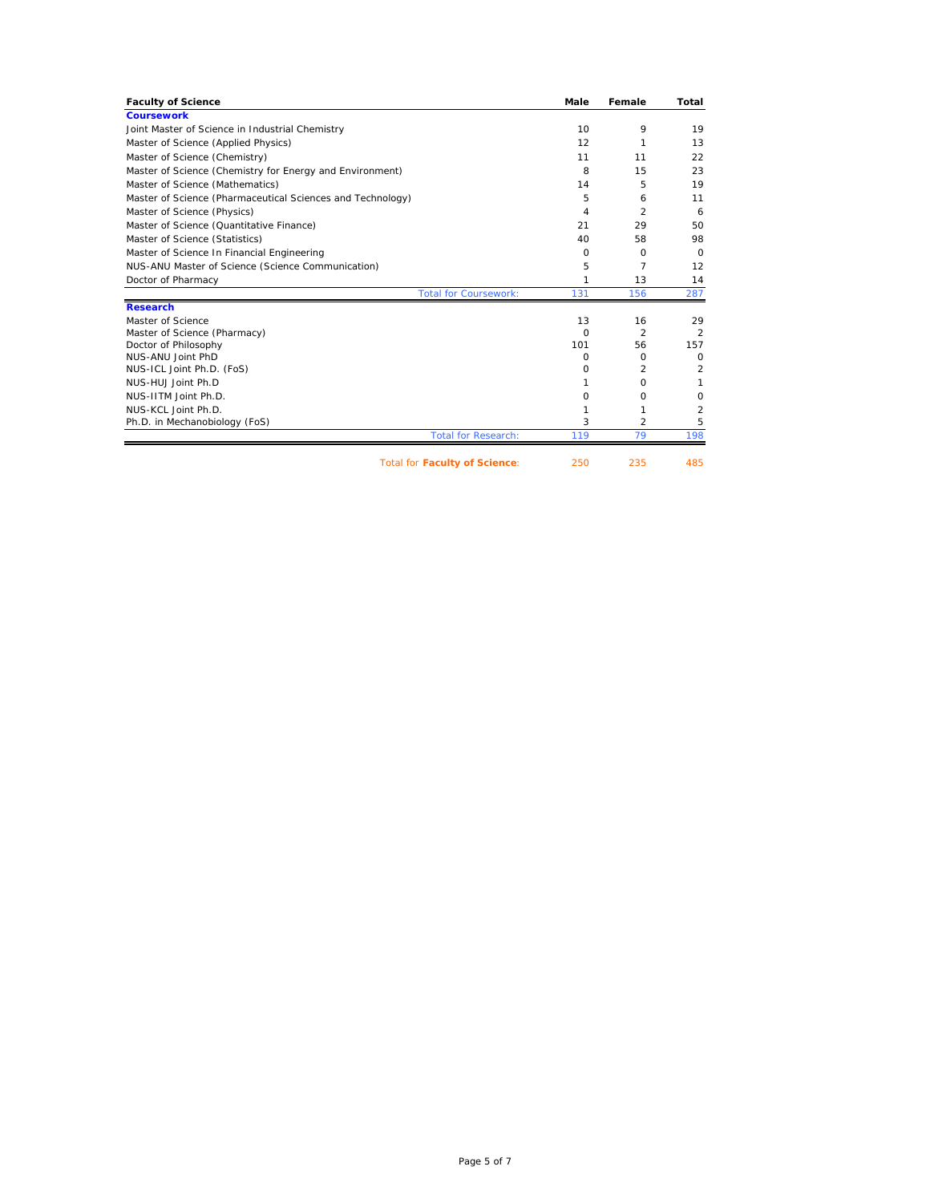| Faculty of Science | Male | Female | Total |
|---|---|---|---|
| **Coursework** | | | |
| Joint Master of Science in Industrial Chemistry | 10 | 9 | 19 |
| Master of Science (Applied Physics) | 12 | 1 | 13 |
| Master of Science (Chemistry) | 11 | 11 | 22 |
| Master of Science (Chemistry for Energy and Environment) | 8 | 15 | 23 |
| Master of Science (Mathematics) | 14 | 5 | 19 |
| Master of Science (Pharmaceutical Sciences and Technology) | 5 | 6 | 11 |
| Master of Science (Physics) | 4 | 2 | 6 |
| Master of Science (Quantitative Finance) | 21 | 29 | 50 |
| Master of Science (Statistics) | 40 | 58 | 98 |
| Master of Science In Financial Engineering | 0 | 0 | 0 |
| NUS-ANU Master of Science (Science Communication) | 5 | 7 | 12 |
| Doctor of Pharmacy | 1 | 13 | 14 |
| Total for Coursework: | 131 | 156 | 287 |
| **Research** | | | |
| Master of Science | 13 | 16 | 29 |
| Master of Science (Pharmacy) | 0 | 2 | 2 |
| Doctor of Philosophy | 101 | 56 | 157 |
| NUS-ANU Joint PhD | 0 | 0 | 0 |
| NUS-ICL Joint Ph.D. (FoS) | 0 | 2 | 2 |
| NUS-HUJ Joint Ph.D | 1 | 0 | 1 |
| NUS-IITM Joint Ph.D. | 0 | 0 | 0 |
| NUS-KCL Joint Ph.D. | 1 | 1 | 2 |
| Ph.D. in Mechanobiology (FoS) | 3 | 2 | 5 |
| Total for Research: | 119 | 79 | 198 |
| Total for **Faculty of Science**: | 250 | 235 | 485 |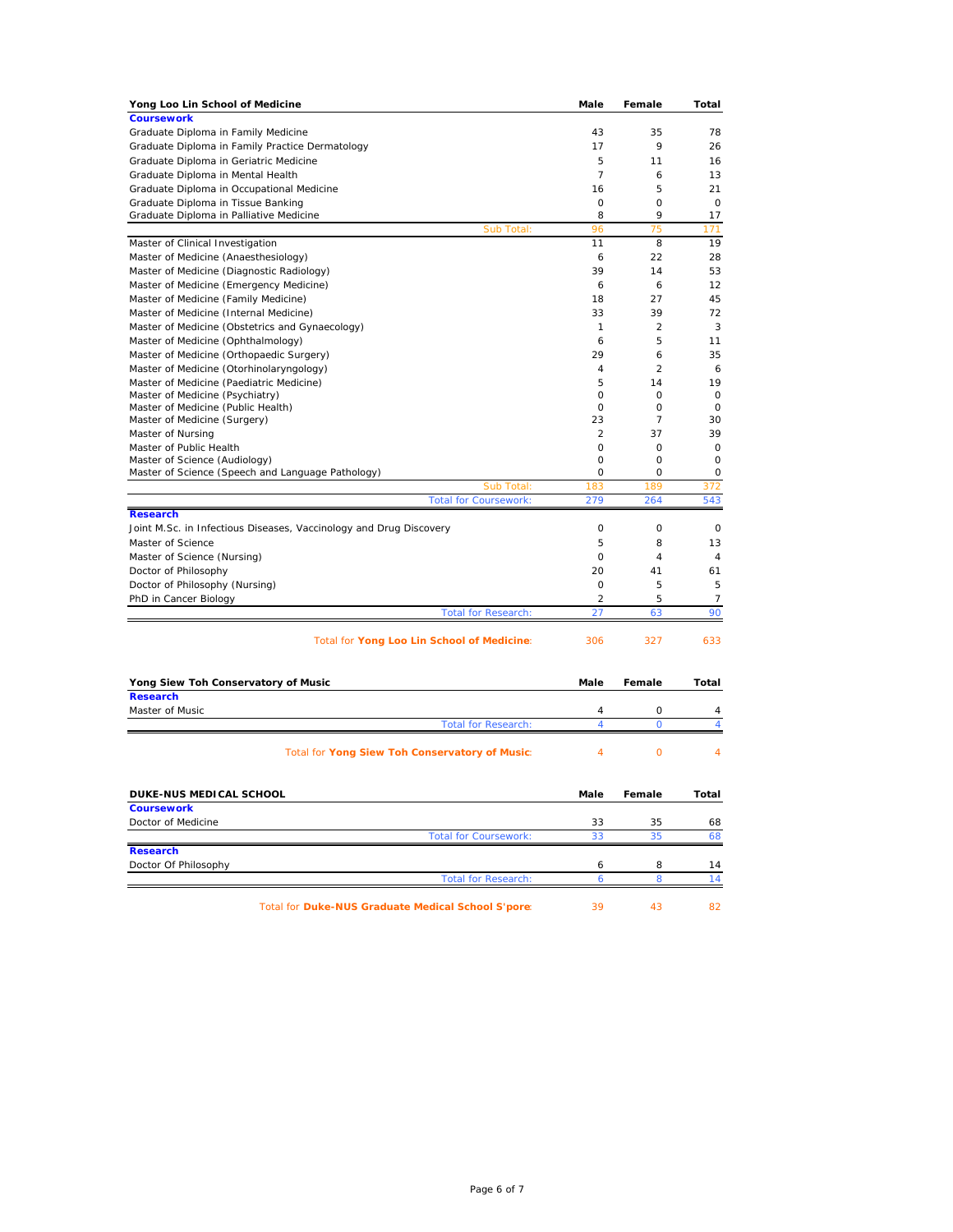| Yong Loo Lin School of Medicine | Male | Female | Total |
|---|---|---|---|
| **Coursework** | | | |
| Graduate Diploma in Family Medicine | 43 | 35 | 78 |
| Graduate Diploma in Family Practice Dermatology | 17 | 9 | 26 |
| Graduate Diploma in Geriatric Medicine | 5 | 11 | 16 |
| Graduate Diploma in Mental Health | 7 | 6 | 13 |
| Graduate Diploma in Occupational Medicine | 16 | 5 | 21 |
| Graduate Diploma in Tissue Banking | 0 | 0 | 0 |
| Graduate Diploma in Palliative Medicine | 8 | 9 | 17 |
| Sub Total: | 96 | 75 | 171 |
| Master of Clinical Investigation | 11 | 8 | 19 |
| Master of Medicine (Anaesthesiology) | 6 | 22 | 28 |
| Master of Medicine (Diagnostic Radiology) | 39 | 14 | 53 |
| Master of Medicine (Emergency Medicine) | 6 | 6 | 12 |
| Master of Medicine (Family Medicine) | 18 | 27 | 45 |
| Master of Medicine (Internal Medicine) | 33 | 39 | 72 |
| Master of Medicine (Obstetrics and Gynaecology) | 1 | 2 | 3 |
| Master of Medicine (Ophthalmology) | 6 | 5 | 11 |
| Master of Medicine (Orthopaedic Surgery) | 29 | 6 | 35 |
| Master of Medicine (Otorhinolaryngology) | 4 | 2 | 6 |
| Master of Medicine (Paediatric Medicine) | 5 | 14 | 19 |
| Master of Medicine (Psychiatry) | 0 | 0 | 0 |
| Master of Medicine (Public Health) | 0 | 0 | 0 |
| Master of Medicine (Surgery) | 23 | 7 | 30 |
| Master of Nursing | 2 | 37 | 39 |
| Master of Public Health | 0 | 0 | 0 |
| Master of Science (Audiology) | 0 | 0 | 0 |
| Master of Science (Speech and Language Pathology) | 0 | 0 | 0 |
| Sub Total: | 183 | 189 | 372 |
| Total for Coursework: | 279 | 264 | 543 |
| **Research** | | | |
| Joint M.Sc. in Infectious Diseases, Vaccinology and Drug Discovery | 0 | 0 | 0 |
| Master of Science | 5 | 8 | 13 |
| Master of Science (Nursing) | 0 | 4 | 4 |
| Doctor of Philosophy | 20 | 41 | 61 |
| Doctor of Philosophy (Nursing) | 0 | 5 | 5 |
| PhD in Cancer Biology | 2 | 5 | 7 |
| Total for Research: | 27 | 63 | 90 |
| Total for **Yong Loo Lin School of Medicine**: | 306 | 327 | 633 |

| Yong Siew Toh Conservatory of Music | Male | Female | Total |
|---|---|---|---|
| **Research** | | | |
| Master of Music | 4 | 0 | 4 |
| Total for Research: | 4 | 0 | 4 |
| Total for **Yong Siew Toh Conservatory of Music**: | 4 | 0 | 4 |

| DUKE-NUS MEDICAL SCHOOL | Male | Female | Total |
|---|---|---|---|
| **Coursework** | | | |
| Doctor of Medicine | 33 | 35 | 68 |
| Total for Coursework: | 33 | 35 | 68 |
| **Research** | | | |
| Doctor Of Philosophy | 6 | 8 | 14 |
| Total for Research: | 6 | 8 | 14 |
| Total for **Duke-NUS Graduate Medical School S'pore**: | 39 | 43 | 82 |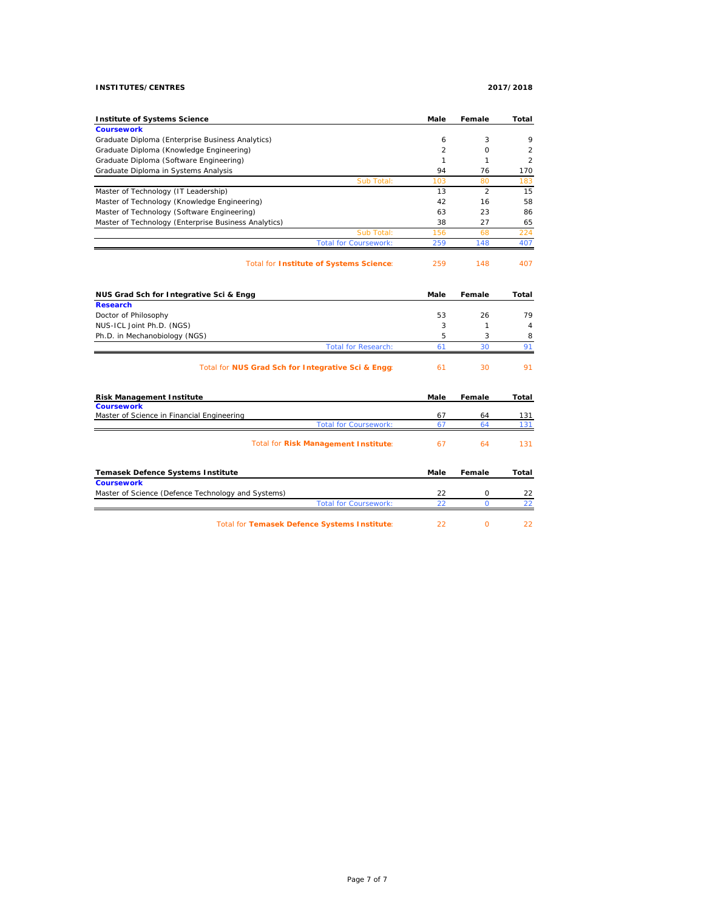**INSTITUTES/CENTRES** **2017/2018**

| Institute of Systems Science | Male | Female | Total |
|---|---|---|---|
| **Coursework** | | | |
| Graduate Diploma (Enterprise Business Analytics) | 6 | 3 | 9 |
| Graduate Diploma (Knowledge Engineering) | 2 | 0 | 2 |
| Graduate Diploma (Software Engineering) | 1 | 1 | 2 |
| Graduate Diploma in Systems Analysis | 94 | 76 | 170 |
| Sub Total: | 103 | 80 | 183 |
| Master of Technology (IT Leadership) | 13 | 2 | 15 |
| Master of Technology (Knowledge Engineering) | 42 | 16 | 58 |
| Master of Technology (Software Engineering) | 63 | 23 | 86 |
| Master of Technology (Enterprise Business Analytics) | 38 | 27 | 65 |
| Sub Total: | 156 | 68 | 224 |
| Total for Coursework: | 259 | 148 | 407 |
| Total for **Institute of Systems Science**: | 259 | 148 | 407 |

| NUS Grad Sch for Integrative Sci & Engg | Male | Female | Total |
|---|---|---|---|
| **Research** | | | |
| Doctor of Philosophy | 53 | 26 | 79 |
| NUS-ICL Joint Ph.D. (NGS) | 3 | 1 | 4 |
| Ph.D. in Mechanobiology (NGS) | 5 | 3 | 8 |
| Total for Research: | 61 | 30 | 91 |
| Total for **NUS Grad Sch for Integrative Sci & Engg**: | 61 | 30 | 91 |

| Risk Management Institute | Male | Female | Total |
|---|---|---|---|
| **Coursework** | | | |
| Master of Science in Financial Engineering | 67 | 64 | 131 |
| Total for Coursework: | 67 | 64 | 131 |
| Total for **Risk Management Institute**: | 67 | 64 | 131 |

| Temasek Defence Systems Institute | Male | Female | Total |
|---|---|---|---|
| **Coursework** | | | |
| Master of Science (Defence Technology and Systems) | 22 | 0 | 22 |
| Total for Coursework: | 22 | 0 | 22 |
| Total for **Temasek Defence Systems Institute**: | 22 | 0 | 22 |